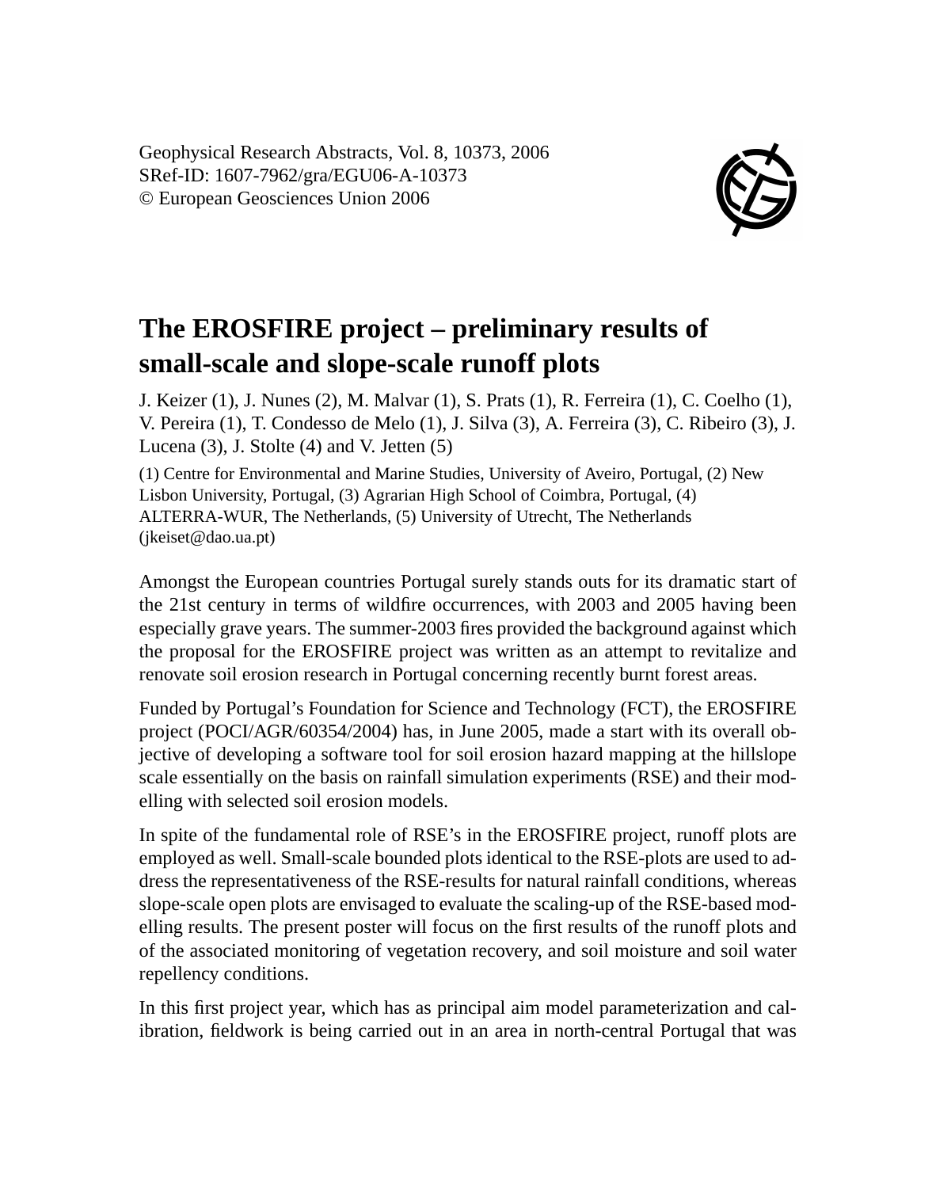Geophysical Research Abstracts, Vol. 8, 10373, 2006
SRef-ID: 1607-7962/gra/EGU06-A-10373
© European Geosciences Union 2006

# The EROSFIRE project – preliminary results of small-scale and slope-scale runoff plots

J. Keizer (1), J. Nunes (2), M. Malvar (1), S. Prats (1), R. Ferreira (1), C. Coelho (1), V. Pereira (1), T. Condesso de Melo (1), J. Silva (3), A. Ferreira (3), C. Ribeiro (3), J. Lucena (3), J. Stolte (4) and V. Jetten (5)

(1) Centre for Environmental and Marine Studies, University of Aveiro, Portugal, (2) New Lisbon University, Portugal, (3) Agrarian High School of Coimbra, Portugal, (4) ALTERRA-WUR, The Netherlands, (5) University of Utrecht, The Netherlands (jkeiset@dao.ua.pt)

Amongst the European countries Portugal surely stands outs for its dramatic start of the 21st century in terms of wildfire occurrences, with 2003 and 2005 having been especially grave years. The summer-2003 fires provided the background against which the proposal for the EROSFIRE project was written as an attempt to revitalize and renovate soil erosion research in Portugal concerning recently burnt forest areas.

Funded by Portugal's Foundation for Science and Technology (FCT), the EROSFIRE project (POCI/AGR/60354/2004) has, in June 2005, made a start with its overall objective of developing a software tool for soil erosion hazard mapping at the hillslope scale essentially on the basis on rainfall simulation experiments (RSE) and their modelling with selected soil erosion models.

In spite of the fundamental role of RSE's in the EROSFIRE project, runoff plots are employed as well. Small-scale bounded plots identical to the RSE-plots are used to address the representativeness of the RSE-results for natural rainfall conditions, whereas slope-scale open plots are envisaged to evaluate the scaling-up of the RSE-based modelling results. The present poster will focus on the first results of the runoff plots and of the associated monitoring of vegetation recovery, and soil moisture and soil water repellency conditions.

In this first project year, which has as principal aim model parameterization and calibration, fieldwork is being carried out in an area in north-central Portugal that was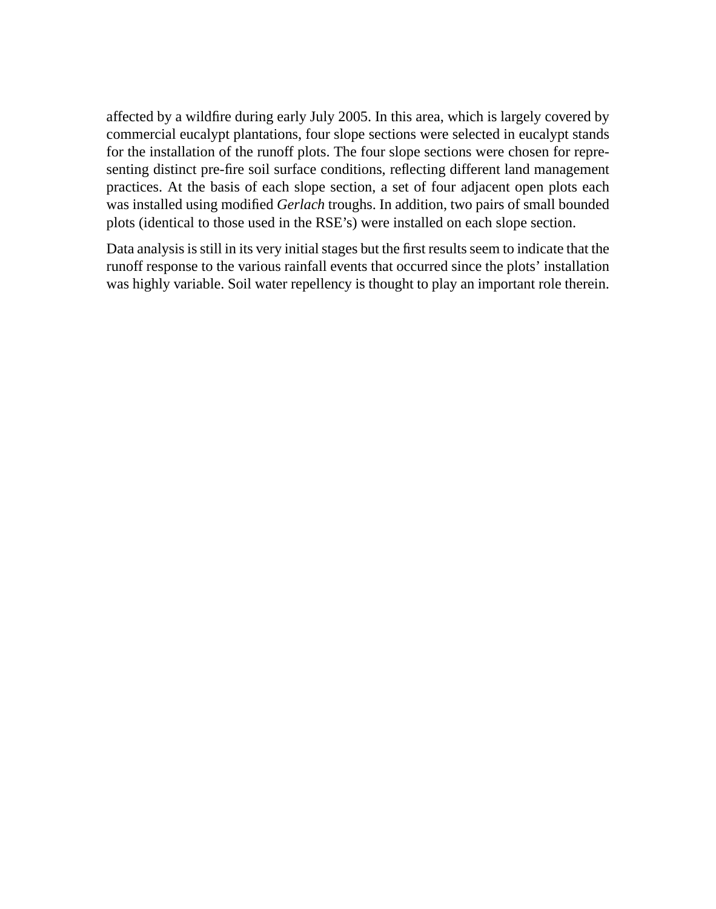affected by a wildfire during early July 2005. In this area, which is largely covered by commercial eucalypt plantations, four slope sections were selected in eucalypt stands for the installation of the runoff plots. The four slope sections were chosen for representing distinct pre-fire soil surface conditions, reflecting different land management practices. At the basis of each slope section, a set of four adjacent open plots each was installed using modified *Gerlach* troughs. In addition, two pairs of small bounded plots (identical to those used in the RSE's) were installed on each slope section.

Data analysis is still in its very initial stages but the first results seem to indicate that the runoff response to the various rainfall events that occurred since the plots' installation was highly variable. Soil water repellency is thought to play an important role therein.